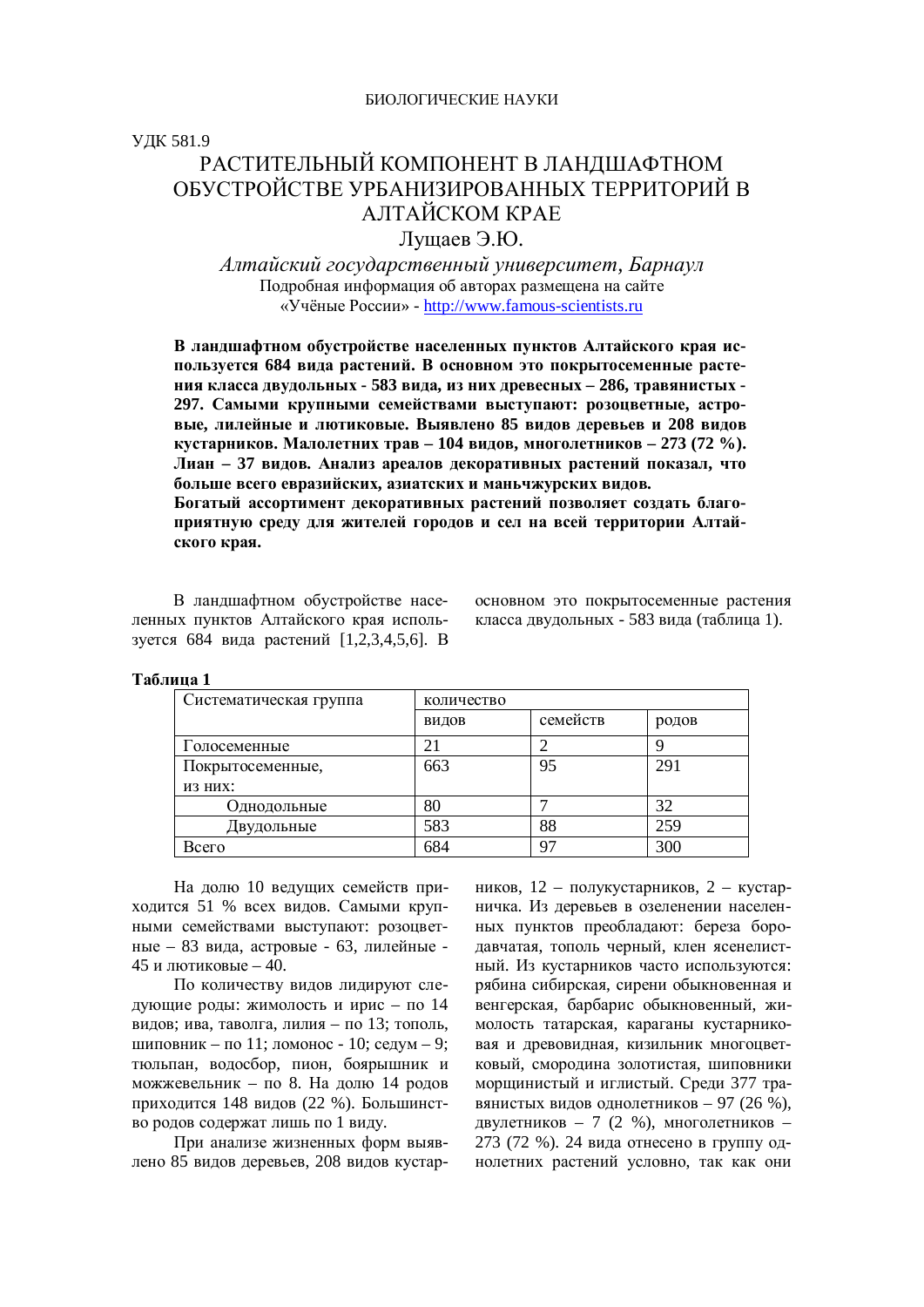БИОЛОГИЧЕСКИЕ НАУКИ

УДК 581.9

# РАСТИТЕЛЬНЫЙ КОМПОНЕНТ В ЛАНДШАФТНОМ ОБУСТРОЙСТВЕ УРБАНИЗИРОВАННЫХ ТЕРРИТОРИЙ В АЛТАЙСКОМ КРАЕ

Лущаев Э.Ю.

*Алтайский государственный университет, Барнаул*

Подробная информация об авторах размещена на сайте «Учёные России» - http://www.famous-scientists.ru

**В ландшафтном обустройстве населенных пунктов Алтайского края используется 684 вида растений. В основном это покрытосеменные растения класса двудольных - 583 вида, из них древесных – 286, травянистых - 297. Самыми крупными семействами выступают: розоцветные, астровые, лилейные и лютиковые. Выявлено 85 видов деревьев и 208 видов кустарников. Малолетних трав – 104 видов, многолетников – 273 (72 %). Лиан – 37 видов. Анализ ареалов декоративных растений показал, что больше всего евразийских, азиатских и маньчжурских видов.**

**Богатый ассортимент декоративных растений позволяет создать благоприятную среду для жителей городов и сел на всей территории Алтайского края.**

В ландшафтном обустройстве населенных пунктов Алтайского края используется 684 вида растений [1,2,3,4,5,6]. В основном это покрытосеменные растения класса двудольных - 583 вида (таблица 1).

**Таблица 1**

| Систематическая группа | количество | | |
|---|---|---|---|
| | видов | семейств | родов |
| Голосеменные | 21 | 2 | 9 |
| Покрытосеменные, из них: | 663 | 95 | 291 |
| Однодольные | 80 | 7 | 32 |
| Двудольные | 583 | 88 | 259 |
| Всего | 684 | 97 | 300 |

На долю 10 ведущих семейств приходится 51 % всех видов. Самыми крупными семействами выступают: розоцветные – 83 вида, астровые - 63, лилейные - 45 и лютиковые – 40.

По количеству видов лидируют следующие роды: жимолость и ирис – по 14 видов; ива, таволга, лилия – по 13; тополь, шиповник – по 11; ломонос - 10; седум – 9; тюльпан, водосбор, пион, боярышник и можжевельник – по 8. На долю 14 родов приходится 148 видов (22 %). Большинство родов содержат лишь по 1 виду.

При анализе жизненных форм выявлено 85 видов деревьев, 208 видов кустарников, 12 – полукустарников, 2 – кустарничка. Из деревьев в озеленении населенных пунктов преобладают: береза бородавчатая, тополь черный, клен ясенелистный. Из кустарников часто используются: рябина сибирская, сирени обыкновенная и венгерская, барбарис обыкновенный, жимолость татарская, караганы кустарниковая и древовидная, кизильник многоцветковый, смородина золотистая, шиповники морщинистый и иглистый. Среди 377 травянистых видов однолетников – 97 (26 %), двулетников – 7 (2 %), многолетников – 273 (72 %). 24 вида отнесено в группу однолетних растений условно, так как они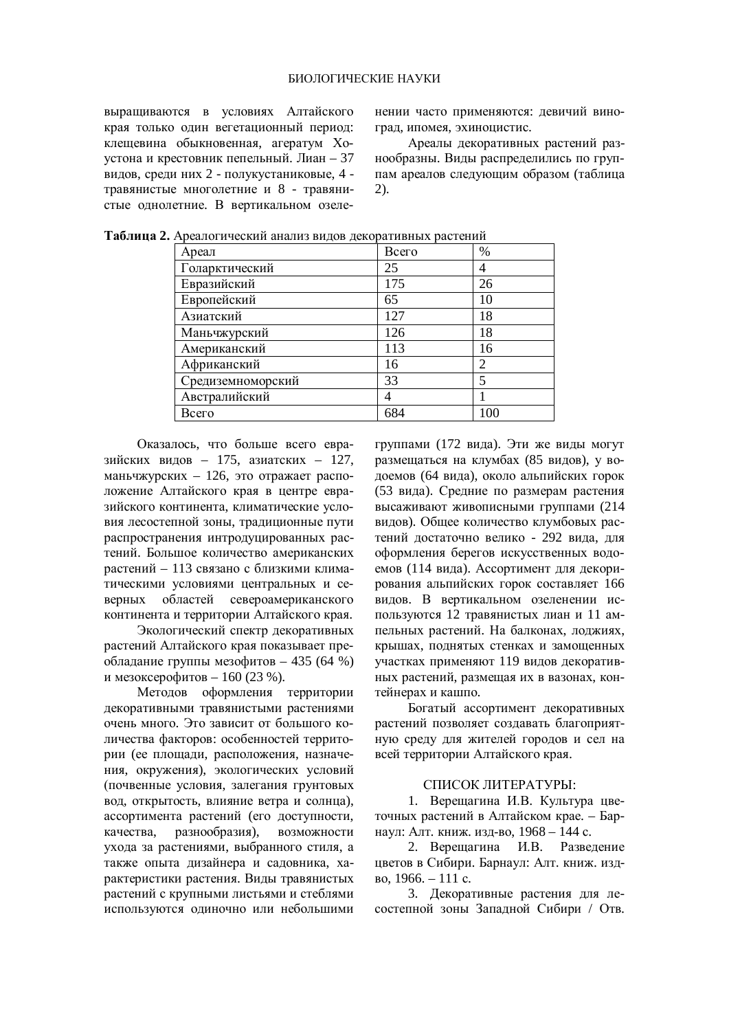выращиваются в условиях Алтайского края только один вегетационный период: клещевина обыкновенная, агератум Хоустона и крестовник пепельный. Лиан – 37 видов, среди них 2 - полукустаниковые, 4 - травянистые многолетние и 8 - травянистые однолетние. В вертикальном озеленении часто применяются: девичий виноград, ипомея, эхиноцистис.

Ареалы декоративных растений разнообразны. Виды распределились по группам ареалов следующим образом (таблица 2).

**Таблица 2.** Ареалогический анализ видов декоративных растений

| Ареал | Всего | % |
|---|---|---|
| Голарктический | 25 | 4 |
| Евразийский | 175 | 26 |
| Европейский | 65 | 10 |
| Азиатский | 127 | 18 |
| Маньчжурский | 126 | 18 |
| Американский | 113 | 16 |
| Африканский | 16 | 2 |
| Средиземноморский | 33 | 5 |
| Австралийский | 4 | 1 |
| Всего | 684 | 100 |

Оказалось, что больше всего евразийских видов – 175, азиатских – 127, маньчжурских – 126, это отражает расположение Алтайского края в центре евразийского континента, климатические условия лесостепной зоны, традиционные пути распространения интродуцированных растений. Большое количество американских растений – 113 связано с близкими климатическими условиями центральных и северных областей североамериканского континента и территории Алтайского края.

Экологический спектр декоративных растений Алтайского края показывает преобладание группы мезофитов – 435 (64 %) и мезоксерофитов – 160 (23 %).

Методов оформления территории декоративными травянистыми растениями очень много. Это зависит от большого количества факторов: особенностей территории (ее площади, расположения, назначения, окружения), экологических условий (почвенные условия, залегания грунтовых вод, открытость, влияние ветра и солнца), ассортимента растений (его доступности, качества, разнообразия), возможности ухода за растениями, выбранного стиля, а также опыта дизайнера и садовника, характеристики растения. Виды травянистых растений с крупными листьями и стеблями используются одиночно или небольшими группами (172 вида). Эти же виды могут размещаться на клумбах (85 видов), у водоемов (64 вида), около альпийских горок (53 вида). Средние по размерам растения высаживают живописными группами (214 видов). Общее количество клумбовых растений достаточно велико - 292 вида, для оформления берегов искусственных водоемов (114 вида). Ассортимент для декорирования альпийских горок составляет 166 видов. В вертикальном озеленении используются 12 травянистых лиан и 11 ампельных растений. На балконах, лоджиях, крышах, поднятых стенках и замощенных участках применяют 119 видов декоративных растений, размещая их в вазонах, контейнерах и кашпо.

Богатый ассортимент декоративных растений позволяет создавать благоприятную среду для жителей городов и сел на всей территории Алтайского края.

## СПИСОК ЛИТЕРАТУРЫ:

1. Верещагина И.В. Культура цветочных растений в Алтайском крае. – Барнаул: Алт. книж. изд-во, 1968 – 144 с.
2. Верещагина И.В. Разведение цветов в Сибири. Барнаул: Алт. книж. изд-во, 1966. – 111 с.
3. Декоративные растения для лесостепной зоны Западной Сибири / Отв.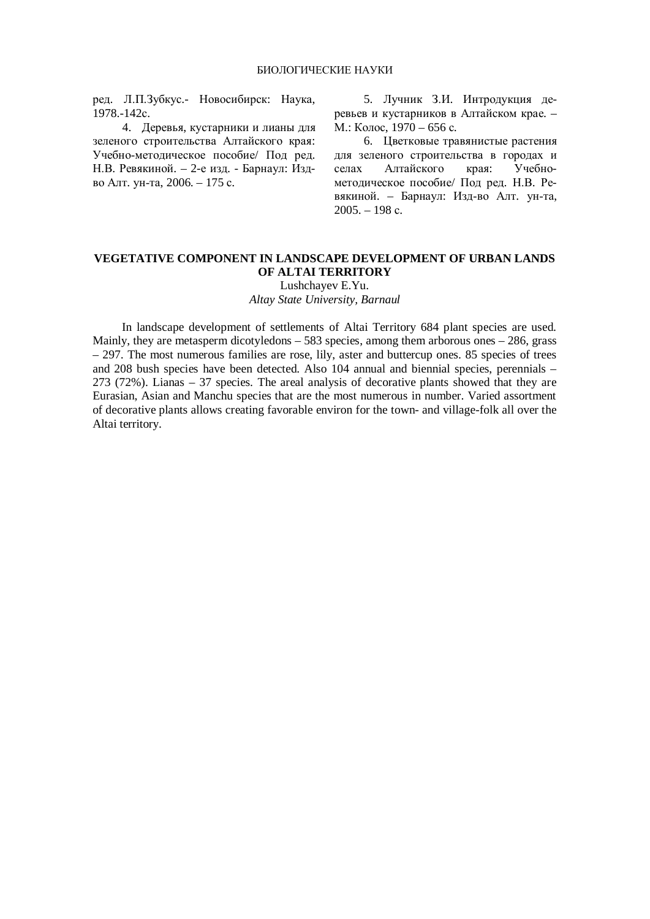ред. Л.П.Зубкус.- Новосибирск: Наука, 1978.-142с.

4. Деревья, кустарники и лианы для зеленого строительства Алтайского края: Учебно-методическое пособие/ Под ред. Н.В. Ревякиной. – 2-е изд. - Барнаул: Изд-во Алт. ун-та, 2006. – 175 с.

5. Лучник З.И. Интродукция деревьев и кустарников в Алтайском крае. – М.: Колос, 1970 – 656 с.

6. Цветковые травянистые растения для зеленого строительства в городах и селах Алтайского края: Учебно-методическое пособие/ Под ред. Н.В. Ревякиной. – Барнаул: Изд-во Алт. ун-та, 2005. – 198 с.

## VEGETATIVE COMPONENT IN LANDSCAPE DEVELOPMENT OF URBAN LANDS OF ALTAI TERRITORY

Lushchayev E.Yu.

*Altay State University, Barnaul*

In landscape development of settlements of Altai Territory 684 plant species are used. Mainly, they are metasperm dicotyledons – 583 species, among them arborous ones – 286, grass – 297. The most numerous families are rose, lily, aster and buttercup ones. 85 species of trees and 208 bush species have been detected. Also 104 annual and biennial species, perennials – 273 (72%). Lianas – 37 species. The areal analysis of decorative plants showed that they are Eurasian, Asian and Manchu species that are the most numerous in number. Varied assortment of decorative plants allows creating favorable environ for the town- and village-folk all over the Altai territory.